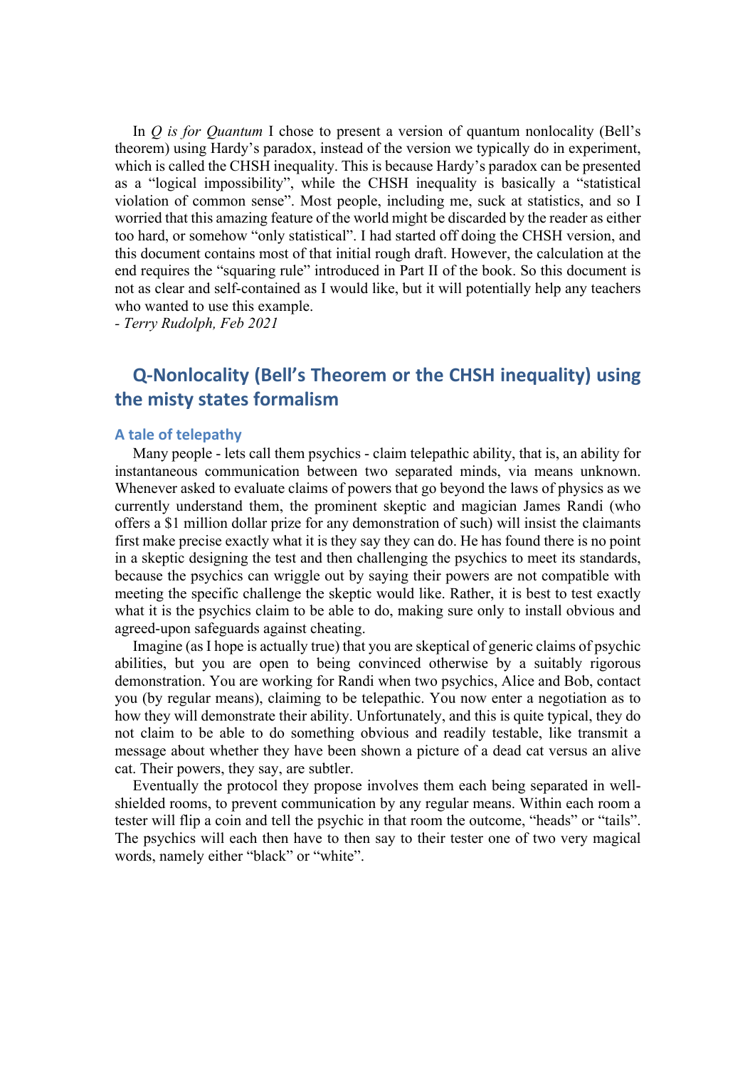In *Q is for Quantum* I chose to present a version of quantum nonlocality (Bell's theorem) using Hardy's paradox, instead of the version we typically do in experiment, which is called the CHSH inequality. This is because Hardy's paradox can be presented as a "logical impossibility", while the CHSH inequality is basically a "statistical violation of common sense". Most people, including me, suck at statistics, and so I worried that this amazing feature of the world might be discarded by the reader as either too hard, or somehow "only statistical". I had started off doing the CHSH version, and this document contains most of that initial rough draft. However, the calculation at the end requires the "squaring rule" introduced in Part II of the book. So this document is not as clear and self-contained as I would like, but it will potentially help any teachers who wanted to use this example.

*- Terry Rudolph, Feb 2021*

# Q-Nonlocality (Bell's Theorem or the CHSH inequality) using the misty states formalism

## A tale of telepathy

Many people - lets call them psychics - claim telepathic ability, that is, an ability for instantaneous communication between two separated minds, via means unknown. Whenever asked to evaluate claims of powers that go beyond the laws of physics as we currently understand them, the prominent skeptic and magician James Randi (who offers a $1 million dollar prize for any demonstration of such) will insist the claimants first make precise exactly what it is they say they can do. He has found there is no point in a skeptic designing the test and then challenging the psychics to meet its standards, because the psychics can wriggle out by saying their powers are not compatible with meeting the specific challenge the skeptic would like. Rather, it is best to test exactly what it is the psychics claim to be able to do, making sure only to install obvious and agreed-upon safeguards against cheating.

Imagine (as I hope is actually true) that you are skeptical of generic claims of psychic abilities, but you are open to being convinced otherwise by a suitably rigorous demonstration. You are working for Randi when two psychics, Alice and Bob, contact you (by regular means), claiming to be telepathic. You now enter a negotiation as to how they will demonstrate their ability. Unfortunately, and this is quite typical, they do not claim to be able to do something obvious and readily testable, like transmit a message about whether they have been shown a picture of a dead cat versus an alive cat. Their powers, they say, are subtler.

Eventually the protocol they propose involves them each being separated in well-shielded rooms, to prevent communication by any regular means. Within each room a tester will flip a coin and tell the psychic in that room the outcome, "heads" or "tails". The psychics will each then have to then say to their tester one of two very magical words, namely either "black" or "white".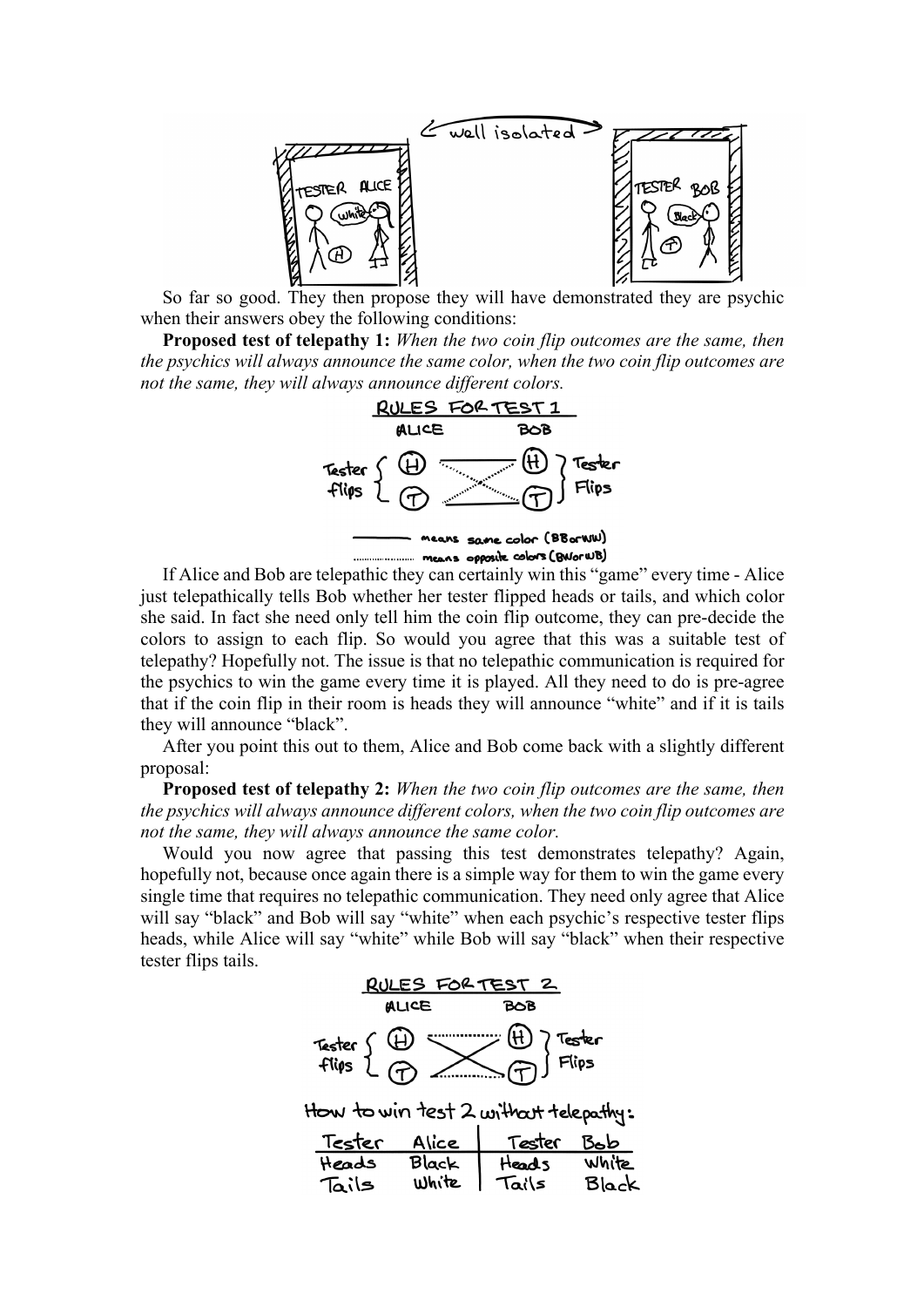So far so good. They then propose they will have demonstrated they are psychic when their answers obey the following conditions:

**Proposed test of telepathy 1:** *When the two coin flip outcomes are the same, then the psychics will always announce the same color, when the two coin flip outcomes are not the same, they will always announce different colors.*

RULES FOR TEST 1

ALICE BOB

Tester flips H T

H T Tester Flips

——— means same color (BB or WW)

········· means opposite colors (BW or WB)

If Alice and Bob are telepathic they can certainly win this “game” every time - Alice just telepathically tells Bob whether her tester flipped heads or tails, and which color she said. In fact she need only tell him the coin flip outcome, they can pre-decide the colors to assign to each flip. So would you agree that this was a suitable test of telepathy? Hopefully not. The issue is that no telepathic communication is required for the psychics to win the game every time it is played. All they need to do is pre-agree that if the coin flip in their room is heads they will announce “white” and if it is tails they will announce “black”.

After you point this out to them, Alice and Bob come back with a slightly different proposal:

**Proposed test of telepathy 2:** *When the two coin flip outcomes are the same, then the psychics will always announce different colors, when the two coin flip outcomes are not the same, they will always announce the same color.*

Would you now agree that passing this test demonstrates telepathy? Again, hopefully not, because once again there is a simple way for them to win the game every single time that requires no telepathic communication. They need only agree that Alice will say “black” and Bob will say “white” when each psychic’s respective tester flips heads, while Alice will say “white” while Bob will say “black” when their respective tester flips tails.

RULES FOR TEST 2

ALICE BOB

Tester flips H T

H T Tester Flips

How to win test 2 without telepathy:

| Tester | Alice | Tester | Bob |
|---|---|---|---|
| Heads | Black | Heads | White |
| Tails | White | Tails | Black |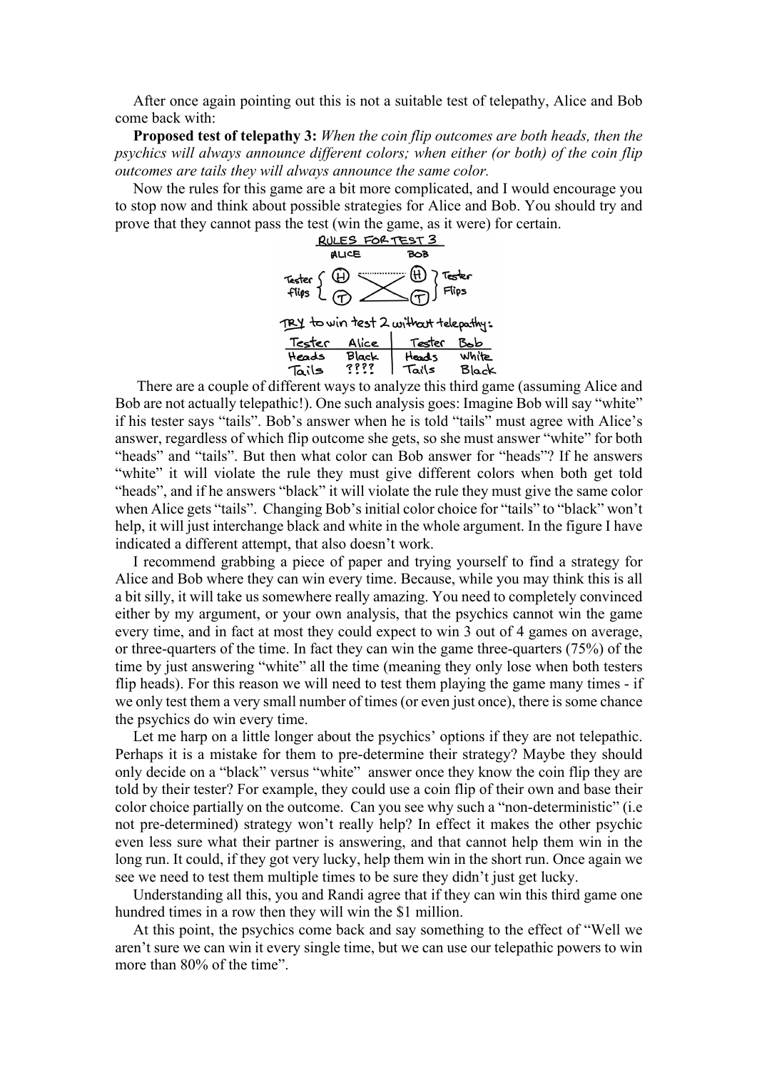After once again pointing out this is not a suitable test of telepathy, Alice and Bob come back with:

**Proposed test of telepathy 3:** *When the coin flip outcomes are both heads, then the psychics will always announce different colors; when either (or both) of the coin flip outcomes are tails they will always announce the same color.*

Now the rules for this game are a bit more complicated, and I would encourage you to stop now and think about possible strategies for Alice and Bob. You should try and prove that they cannot pass the test (win the game, as it were) for certain.

RULES FOR TEST 3

ALICE BOB

Tester flips H T

H T Tester Flips

TRY to win test 2 without telepathy:

| Tester | Alice | Tester | Bob |
|---|---|---|---|
| Heads | Black | Heads | White |
| Tails | ???? | Tails | Black |

There are a couple of different ways to analyze this third game (assuming Alice and Bob are not actually telepathic!). One such analysis goes: Imagine Bob will say "white" if his tester says "tails". Bob's answer when he is told "tails" must agree with Alice's answer, regardless of which flip outcome she gets, so she must answer "white" for both "heads" and "tails". But then what color can Bob answer for "heads"? If he answers "white" it will violate the rule they must give different colors when both get told "heads", and if he answers "black" it will violate the rule they must give the same color when Alice gets "tails". Changing Bob's initial color choice for "tails" to "black" won't help, it will just interchange black and white in the whole argument. In the figure I have indicated a different attempt, that also doesn't work.

I recommend grabbing a piece of paper and trying yourself to find a strategy for Alice and Bob where they can win every time. Because, while you may think this is all a bit silly, it will take us somewhere really amazing. You need to completely convinced either by my argument, or your own analysis, that the psychics cannot win the game every time, and in fact at most they could expect to win 3 out of 4 games on average, or three-quarters of the time. In fact they can win the game three-quarters (75%) of the time by just answering "white" all the time (meaning they only lose when both testers flip heads). For this reason we will need to test them playing the game many times - if we only test them a very small number of times (or even just once), there is some chance the psychics do win every time.

Let me harp on a little longer about the psychics' options if they are not telepathic. Perhaps it is a mistake for them to pre-determine their strategy? Maybe they should only decide on a "black" versus "white" answer once they know the coin flip they are told by their tester? For example, they could use a coin flip of their own and base their color choice partially on the outcome. Can you see why such a "non-deterministic" (i.e not pre-determined) strategy won't really help? In effect it makes the other psychic even less sure what their partner is answering, and that cannot help them win in the long run. It could, if they got very lucky, help them win in the short run. Once again we see we need to test them multiple times to be sure they didn't just get lucky.

Understanding all this, you and Randi agree that if they can win this third game one hundred times in a row then they will win the $1 million.

At this point, the psychics come back and say something to the effect of "Well we aren't sure we can win it every single time, but we can use our telepathic powers to win more than 80% of the time".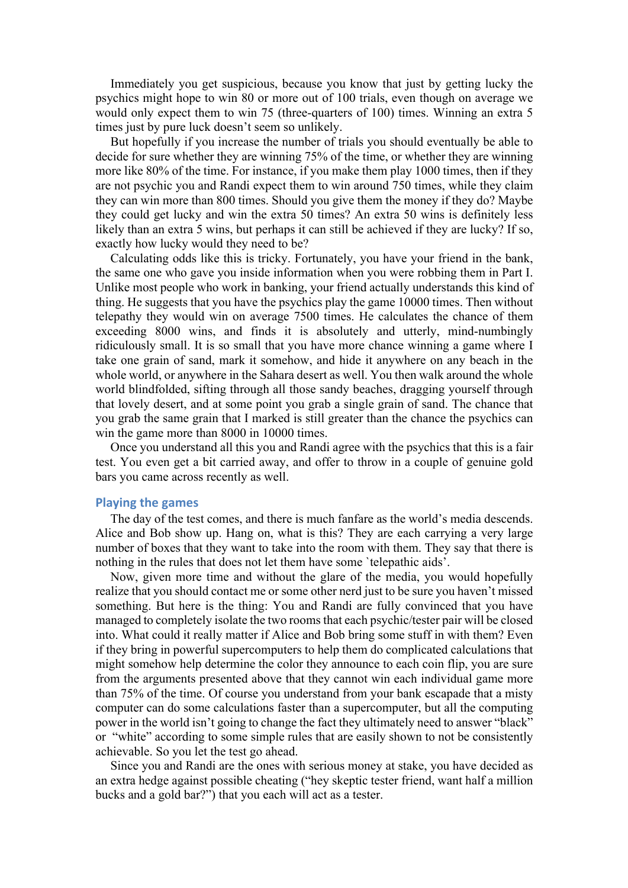Immediately you get suspicious, because you know that just by getting lucky the psychics might hope to win 80 or more out of 100 trials, even though on average we would only expect them to win 75 (three-quarters of 100) times. Winning an extra 5 times just by pure luck doesn't seem so unlikely.

But hopefully if you increase the number of trials you should eventually be able to decide for sure whether they are winning 75% of the time, or whether they are winning more like 80% of the time. For instance, if you make them play 1000 times, then if they are not psychic you and Randi expect them to win around 750 times, while they claim they can win more than 800 times. Should you give them the money if they do? Maybe they could get lucky and win the extra 50 times? An extra 50 wins is definitely less likely than an extra 5 wins, but perhaps it can still be achieved if they are lucky? If so, exactly how lucky would they need to be?

Calculating odds like this is tricky. Fortunately, you have your friend in the bank, the same one who gave you inside information when you were robbing them in Part I. Unlike most people who work in banking, your friend actually understands this kind of thing. He suggests that you have the psychics play the game 10000 times. Then without telepathy they would win on average 7500 times. He calculates the chance of them exceeding 8000 wins, and finds it is absolutely and utterly, mind-numbingly ridiculously small. It is so small that you have more chance winning a game where I take one grain of sand, mark it somehow, and hide it anywhere on any beach in the whole world, or anywhere in the Sahara desert as well. You then walk around the whole world blindfolded, sifting through all those sandy beaches, dragging yourself through that lovely desert, and at some point you grab a single grain of sand. The chance that you grab the same grain that I marked is still greater than the chance the psychics can win the game more than 8000 in 10000 times.

Once you understand all this you and Randi agree with the psychics that this is a fair test. You even get a bit carried away, and offer to throw in a couple of genuine gold bars you came across recently as well.

## Playing the games

The day of the test comes, and there is much fanfare as the world's media descends. Alice and Bob show up. Hang on, what is this? They are each carrying a very large number of boxes that they want to take into the room with them. They say that there is nothing in the rules that does not let them have some `telepathic aids'.

Now, given more time and without the glare of the media, you would hopefully realize that you should contact me or some other nerd just to be sure you haven't missed something. But here is the thing: You and Randi are fully convinced that you have managed to completely isolate the two rooms that each psychic/tester pair will be closed into. What could it really matter if Alice and Bob bring some stuff in with them? Even if they bring in powerful supercomputers to help them do complicated calculations that might somehow help determine the color they announce to each coin flip, you are sure from the arguments presented above that they cannot win each individual game more than 75% of the time. Of course you understand from your bank escapade that a misty computer can do some calculations faster than a supercomputer, but all the computing power in the world isn't going to change the fact they ultimately need to answer "black" or "white" according to some simple rules that are easily shown to not be consistently achievable. So you let the test go ahead.

Since you and Randi are the ones with serious money at stake, you have decided as an extra hedge against possible cheating ("hey skeptic tester friend, want half a million bucks and a gold bar?") that you each will act as a tester.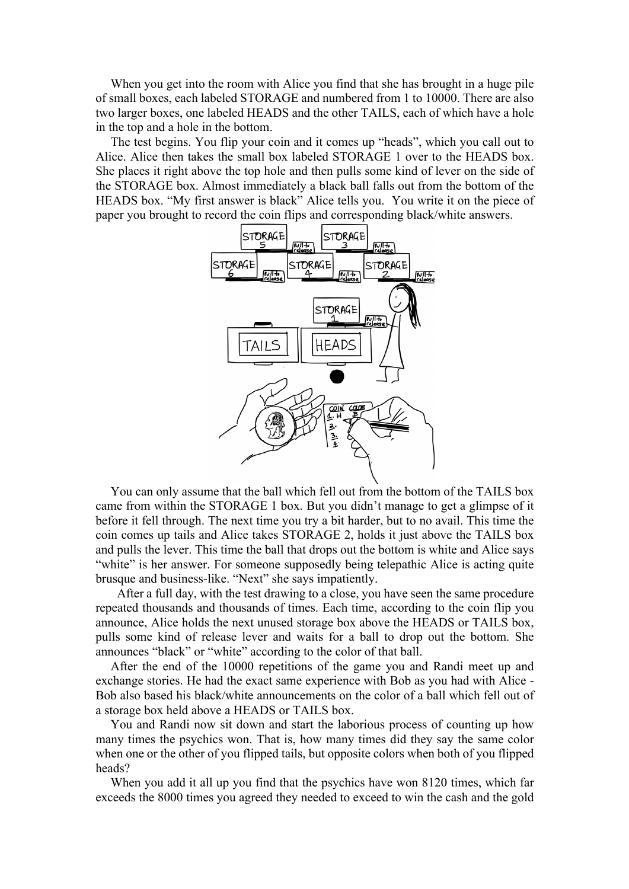When you get into the room with Alice you find that she has brought in a huge pile of small boxes, each labeled STORAGE and numbered from 1 to 10000. There are also two larger boxes, one labeled HEADS and the other TAILS, each of which have a hole in the top and a hole in the bottom.

The test begins. You flip your coin and it comes up "heads", which you call out to Alice. Alice then takes the small box labeled STORAGE 1 over to the HEADS box. She places it right above the top hole and then pulls some kind of lever on the side of the STORAGE box. Almost immediately a black ball falls out from the bottom of the HEADS box. "My first answer is black" Alice tells you. You write it on the piece of paper you brought to record the coin flips and corresponding black/white answers.

You can only assume that the ball which fell out from the bottom of the TAILS box came from within the STORAGE 1 box. But you didn't manage to get a glimpse of it before it fell through. The next time you try a bit harder, but to no avail. This time the coin comes up tails and Alice takes STORAGE 2, holds it just above the TAILS box and pulls the lever. This time the ball that drops out the bottom is white and Alice says "white" is her answer. For someone supposedly being telepathic Alice is acting quite brusque and business-like. "Next" she says impatiently.

After a full day, with the test drawing to a close, you have seen the same procedure repeated thousands and thousands of times. Each time, according to the coin flip you announce, Alice holds the next unused storage box above the HEADS or TAILS box, pulls some kind of release lever and waits for a ball to drop out the bottom. She announces "black" or "white" according to the color of that ball.

After the end of the 10000 repetitions of the game you and Randi meet up and exchange stories. He had the exact same experience with Bob as you had with Alice - Bob also based his black/white announcements on the color of a ball which fell out of a storage box held above a HEADS or TAILS box.

You and Randi now sit down and start the laborious process of counting up how many times the psychics won. That is, how many times did they say the same color when one or the other of you flipped tails, but opposite colors when both of you flipped heads?

When you add it all up you find that the psychics have won 8120 times, which far exceeds the 8000 times you agreed they needed to exceed to win the cash and the gold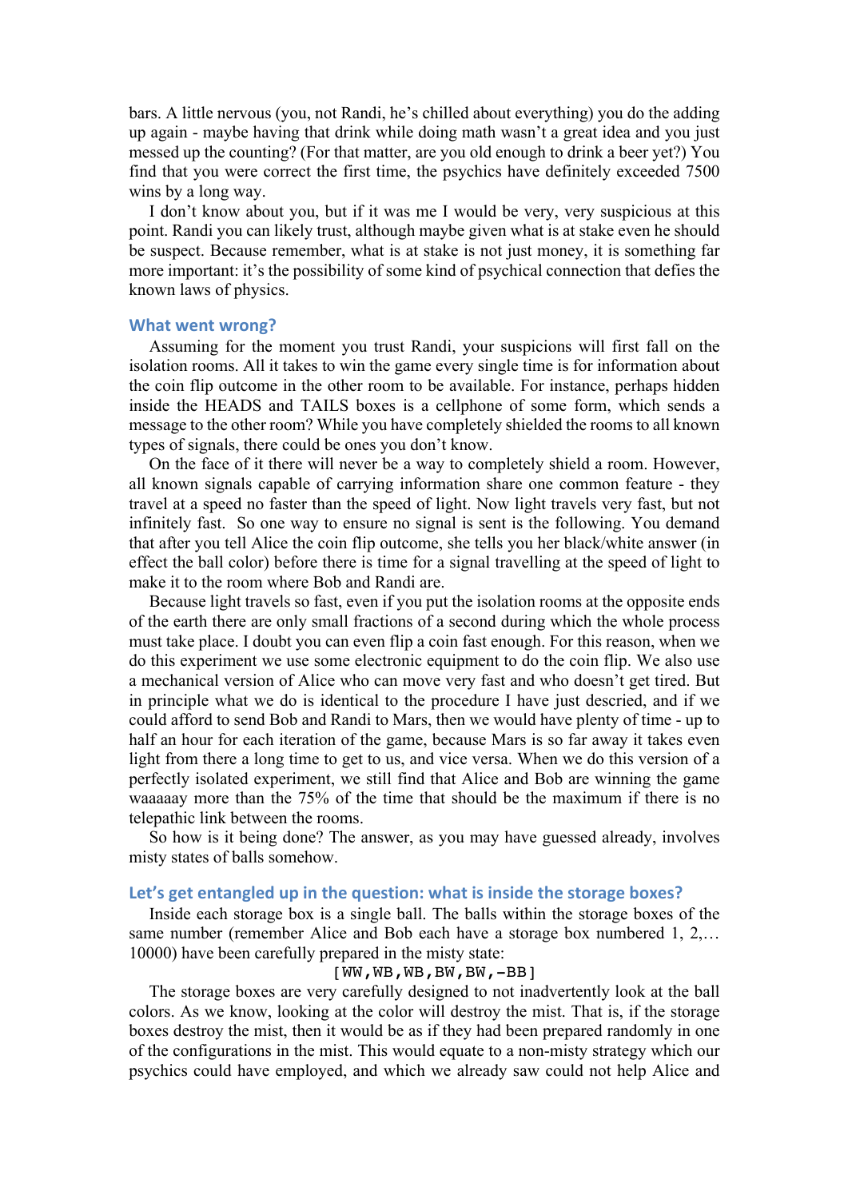bars. A little nervous (you, not Randi, he's chilled about everything) you do the adding up again - maybe having that drink while doing math wasn't a great idea and you just messed up the counting? (For that matter, are you old enough to drink a beer yet?) You find that you were correct the first time, the psychics have definitely exceeded 7500 wins by a long way.

I don't know about you, but if it was me I would be very, very suspicious at this point. Randi you can likely trust, although maybe given what is at stake even he should be suspect. Because remember, what is at stake is not just money, it is something far more important: it's the possibility of some kind of psychical connection that defies the known laws of physics.

## What went wrong?

Assuming for the moment you trust Randi, your suspicions will first fall on the isolation rooms. All it takes to win the game every single time is for information about the coin flip outcome in the other room to be available. For instance, perhaps hidden inside the HEADS and TAILS boxes is a cellphone of some form, which sends a message to the other room? While you have completely shielded the rooms to all known types of signals, there could be ones you don't know.

On the face of it there will never be a way to completely shield a room. However, all known signals capable of carrying information share one common feature - they travel at a speed no faster than the speed of light. Now light travels very fast, but not infinitely fast. So one way to ensure no signal is sent is the following. You demand that after you tell Alice the coin flip outcome, she tells you her black/white answer (in effect the ball color) before there is time for a signal travelling at the speed of light to make it to the room where Bob and Randi are.

Because light travels so fast, even if you put the isolation rooms at the opposite ends of the earth there are only small fractions of a second during which the whole process must take place. I doubt you can even flip a coin fast enough. For this reason, when we do this experiment we use some electronic equipment to do the coin flip. We also use a mechanical version of Alice who can move very fast and who doesn't get tired. But in principle what we do is identical to the procedure I have just descried, and if we could afford to send Bob and Randi to Mars, then we would have plenty of time - up to half an hour for each iteration of the game, because Mars is so far away it takes even light from there a long time to get to us, and vice versa. When we do this version of a perfectly isolated experiment, we still find that Alice and Bob are winning the game waaaaay more than the 75% of the time that should be the maximum if there is no telepathic link between the rooms.

So how is it being done? The answer, as you may have guessed already, involves misty states of balls somehow.

## Let's get entangled up in the question: what is inside the storage boxes?

Inside each storage box is a single ball. The balls within the storage boxes of the same number (remember Alice and Bob each have a storage box numbered 1, 2,… 10000) have been carefully prepared in the misty state:

`[WW,WB,WB,BW,BW,-BB]`

The storage boxes are very carefully designed to not inadvertently look at the ball colors. As we know, looking at the color will destroy the mist. That is, if the storage boxes destroy the mist, then it would be as if they had been prepared randomly in one of the configurations in the mist. This would equate to a non-misty strategy which our psychics could have employed, and which we already saw could not help Alice and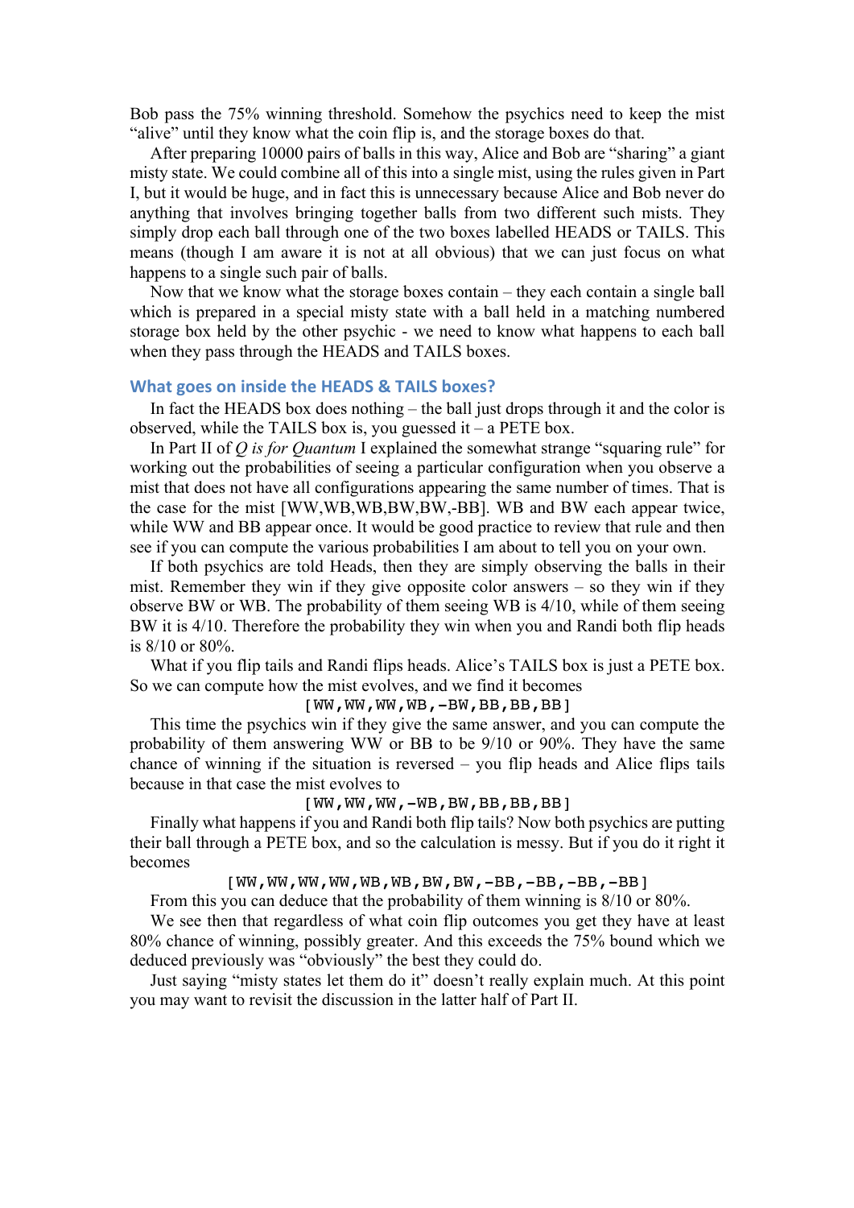Bob pass the 75% winning threshold. Somehow the psychics need to keep the mist "alive" until they know what the coin flip is, and the storage boxes do that.

After preparing 10000 pairs of balls in this way, Alice and Bob are "sharing" a giant misty state. We could combine all of this into a single mist, using the rules given in Part I, but it would be huge, and in fact this is unnecessary because Alice and Bob never do anything that involves bringing together balls from two different such mists. They simply drop each ball through one of the two boxes labelled HEADS or TAILS. This means (though I am aware it is not at all obvious) that we can just focus on what happens to a single such pair of balls.

Now that we know what the storage boxes contain – they each contain a single ball which is prepared in a special misty state with a ball held in a matching numbered storage box held by the other psychic - we need to know what happens to each ball when they pass through the HEADS and TAILS boxes.

## What goes on inside the HEADS & TAILS boxes?

In fact the HEADS box does nothing – the ball just drops through it and the color is observed, while the TAILS box is, you guessed it – a PETE box.

In Part II of *Q is for Quantum* I explained the somewhat strange "squaring rule" for working out the probabilities of seeing a particular configuration when you observe a mist that does not have all configurations appearing the same number of times. That is the case for the mist [WW,WB,WB,BW,BW,-BB]. WB and BW each appear twice, while WW and BB appear once. It would be good practice to review that rule and then see if you can compute the various probabilities I am about to tell you on your own.

If both psychics are told Heads, then they are simply observing the balls in their mist. Remember they win if they give opposite color answers – so they win if they observe BW or WB. The probability of them seeing WB is 4/10, while of them seeing BW it is 4/10. Therefore the probability they win when you and Randi both flip heads is 8/10 or 80%.

What if you flip tails and Randi flips heads. Alice's TAILS box is just a PETE box. So we can compute how the mist evolves, and we find it becomes

```
[WW,WW,WW,WB,-BW,BB,BB,BB]
```

This time the psychics win if they give the same answer, and you can compute the probability of them answering WW or BB to be 9/10 or 90%. They have the same chance of winning if the situation is reversed – you flip heads and Alice flips tails because in that case the mist evolves to

```
[WW,WW,WW,-WB,BW,BB,BB,BB]
```

Finally what happens if you and Randi both flip tails? Now both psychics are putting their ball through a PETE box, and so the calculation is messy. But if you do it right it becomes

```
[WW,WW,WW,WW,WB,WB,BW,BW,-BB,-BB,-BB,-BB]
```

From this you can deduce that the probability of them winning is 8/10 or 80%.

We see then that regardless of what coin flip outcomes you get they have at least 80% chance of winning, possibly greater. And this exceeds the 75% bound which we deduced previously was "obviously" the best they could do.

Just saying "misty states let them do it" doesn't really explain much. At this point you may want to revisit the discussion in the latter half of Part II.